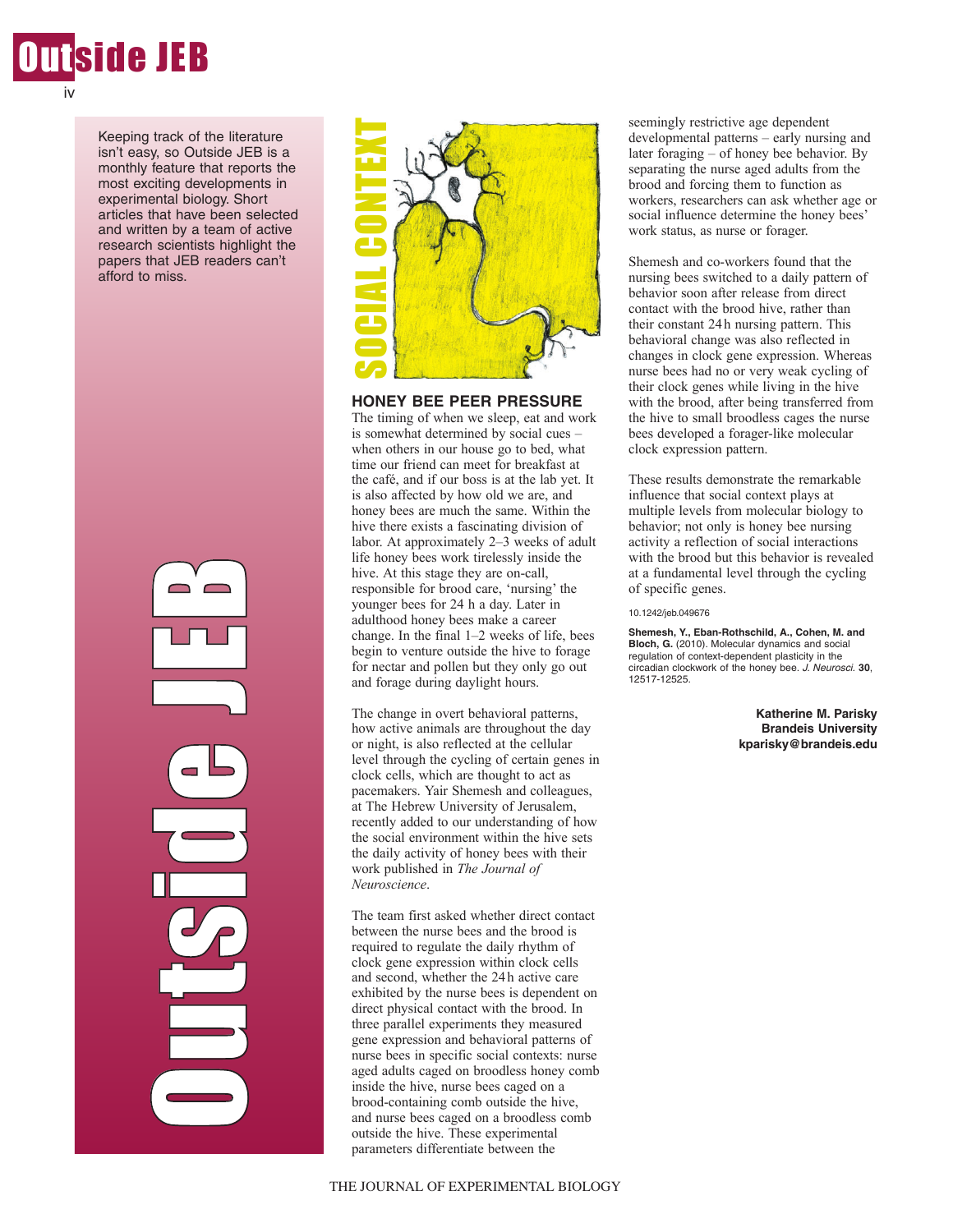Keeping track of the literature isn't easy, so Outside JEB is a monthly feature that reports the most exciting developments in experimental biology. Short articles that have been selected and written by a team of active research scientists highlight the papers that JEB readers can't afford to miss.

SOCIAL CONTEXT

## HONEY BEE PEER PRESSURE

The timing of when we sleep, eat and work is somewhat determined by social cues – when others in our house go to bed, what time our friend can meet for breakfast at the café, and if our boss is at the lab yet. It is also affected by how old we are, and honey bees are much the same. Within the hive there exists a fascinating division of labor. At approximately 2–3 weeks of adult life honey bees work tirelessly inside the hive. At this stage they are on-call, responsible for brood care, 'nursing' the younger bees for 24 h a day. Later in adulthood honey bees make a career change. In the final 1–2 weeks of life, bees begin to venture outside the hive to forage for nectar and pollen but they only go out and forage during daylight hours.

The change in overt behavioral patterns, how active animals are throughout the day or night, is also reflected at the cellular level through the cycling of certain genes in clock cells, which are thought to act as pacemakers. Yair Shemesh and colleagues, at The Hebrew University of Jerusalem, recently added to our understanding of how the social environment within the hive sets the daily activity of honey bees with their work published in *The Journal of Neuroscience*.

The team first asked whether direct contact between the nurse bees and the brood is required to regulate the daily rhythm of clock gene expression within clock cells and second, whether the 24 h active care exhibited by the nurse bees is dependent on direct physical contact with the brood. In three parallel experiments they measured gene expression and behavioral patterns of nurse bees in specific social contexts: nurse aged adults caged on broodless honey comb inside the hive, nurse bees caged on a brood-containing comb outside the hive, and nurse bees caged on a broodless comb outside the hive. These experimental parameters differentiate between the seemingly restrictive age dependent developmental patterns – early nursing and later foraging – of honey bee behavior. By separating the nurse aged adults from the brood and forcing them to function as workers, researchers can ask whether age or social influence determine the honey bees' work status, as nurse or forager.

Shemesh and co-workers found that the nursing bees switched to a daily pattern of behavior soon after release from direct contact with the brood hive, rather than their constant 24 h nursing pattern. This behavioral change was also reflected in changes in clock gene expression. Whereas nurse bees had no or very weak cycling of their clock genes while living in the hive with the brood, after being transferred from the hive to small broodless cages the nurse bees developed a forager-like molecular clock expression pattern.

These results demonstrate the remarkable influence that social context plays at multiple levels from molecular biology to behavior; not only is honey bee nursing activity a reflection of social interactions with the brood but this behavior is revealed at a fundamental level through the cycling of specific genes.

10.1242/jeb.049676

**Shemesh, Y., Eban-Rothschild, A., Cohen, M. and Bloch, G.** (2010). Molecular dynamics and social regulation of context-dependent plasticity in the circadian clockwork of the honey bee. *J. Neurosci.* **30**, 12517-12525.

**Katherine M. Parisky**
**Brandeis University**
**kparisky@brandeis.edu**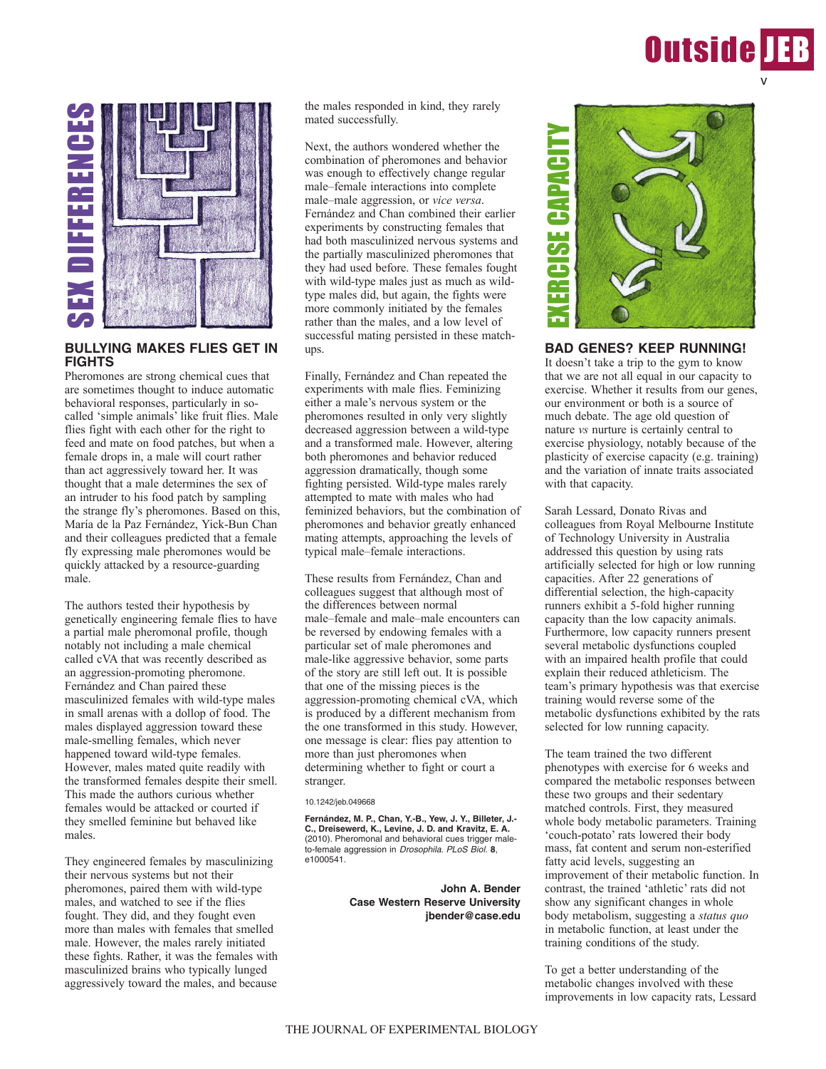## SEX DIFFERENCES

### BULLYING MAKES FLIES GET IN FIGHTS

Pheromones are strong chemical cues that are sometimes thought to induce automatic behavioral responses, particularly in so-called 'simple animals' like fruit flies. Male flies fight with each other for the right to feed and mate on food patches, but when a female drops in, a male will court rather than act aggressively toward her. It was thought that a male determines the sex of an intruder to his food patch by sampling the strange fly's pheromones. Based on this, María de la Paz Fernández, Yick-Bun Chan and their colleagues predicted that a female fly expressing male pheromones would be quickly attacked by a resource-guarding male.

The authors tested their hypothesis by genetically engineering female flies to have a partial male pheromonal profile, though notably not including a male chemical called cVA that was recently described as an aggression-promoting pheromone. Fernández and Chan paired these masculinized females with wild-type males in small arenas with a dollop of food. The males displayed aggression toward these male-smelling females, which never happened toward wild-type females. However, males mated quite readily with the transformed females despite their smell. This made the authors curious whether females would be attacked or courted if they smelled feminine but behaved like males.

They engineered females by masculinizing their nervous systems but not their pheromones, paired them with wild-type males, and watched to see if the flies fought. They did, and they fought even more than males with females that smelled male. However, the males rarely initiated these fights. Rather, it was the females with masculinized brains who typically lunged aggressively toward the males, and because the males responded in kind, they rarely mated successfully.

Next, the authors wondered whether the combination of pheromones and behavior was enough to effectively change regular male–female interactions into complete male–male aggression, or *vice versa*. Fernández and Chan combined their earlier experiments by constructing females that had both masculinized nervous systems and the partially masculinized pheromones that they had used before. These females fought with wild-type males just as much as wild-type males did, but again, the fights were more commonly initiated by the females rather than the males, and a low level of successful mating persisted in these match-ups.

Finally, Fernández and Chan repeated the experiments with male flies. Feminizing either a male's nervous system or the pheromones resulted in only very slightly decreased aggression between a wild-type and a transformed male. However, altering both pheromones and behavior reduced aggression dramatically, though some fighting persisted. Wild-type males rarely attempted to mate with males who had feminized behaviors, but the combination of pheromones and behavior greatly enhanced mating attempts, approaching the levels of typical male–female interactions.

These results from Fernández, Chan and colleagues suggest that although most of the differences between normal male–female and male–male encounters can be reversed by endowing females with a particular set of male pheromones and male-like aggressive behavior, some parts of the story are still left out. It is possible that one of the missing pieces is the aggression-promoting chemical cVA, which is produced by a different mechanism from the one transformed in this study. However, one message is clear: flies pay attention to more than just pheromones when determining whether to fight or court a stranger.

10.1242/jeb.049668

**Fernández, M. P., Chan, Y.-B., Yew, J. Y., Billeter, J.-C., Dreisewerd, K., Levine, J. D. and Kravitz, E. A.** (2010). Pheromonal and behavioral cues trigger male-to-female aggression in *Drosophila*. *PLoS Biol.* **8**, e1000541.

**John A. Bender**
**Case Western Reserve University**
**jbender@case.edu**

## EXERCISE CAPACITY

### BAD GENES? KEEP RUNNING!

It doesn't take a trip to the gym to know that we are not all equal in our capacity to exercise. Whether it results from our genes, our environment or both is a source of much debate. The age old question of nature *vs* nurture is certainly central to exercise physiology, notably because of the plasticity of exercise capacity (e.g. training) and the variation of innate traits associated with that capacity.

Sarah Lessard, Donato Rivas and colleagues from Royal Melbourne Institute of Technology University in Australia addressed this question by using rats artificially selected for high or low running capacities. After 22 generations of differential selection, the high-capacity runners exhibit a 5-fold higher running capacity than the low capacity animals. Furthermore, low capacity runners present several metabolic dysfunctions coupled with an impaired health profile that could explain their reduced athleticism. The team's primary hypothesis was that exercise training would reverse some of the metabolic dysfunctions exhibited by the rats selected for low running capacity.

The team trained the two different phenotypes with exercise for 6 weeks and compared the metabolic responses between these two groups and their sedentary matched controls. First, they measured whole body metabolic parameters. Training 'couch-potato' rats lowered their body mass, fat content and serum non-esterified fatty acid levels, suggesting an improvement of their metabolic function. In contrast, the trained 'athletic' rats did not show any significant changes in whole body metabolism, suggesting a *status quo* in metabolic function, at least under the training conditions of the study.

To get a better understanding of the metabolic changes involved with these improvements in low capacity rats, Lessard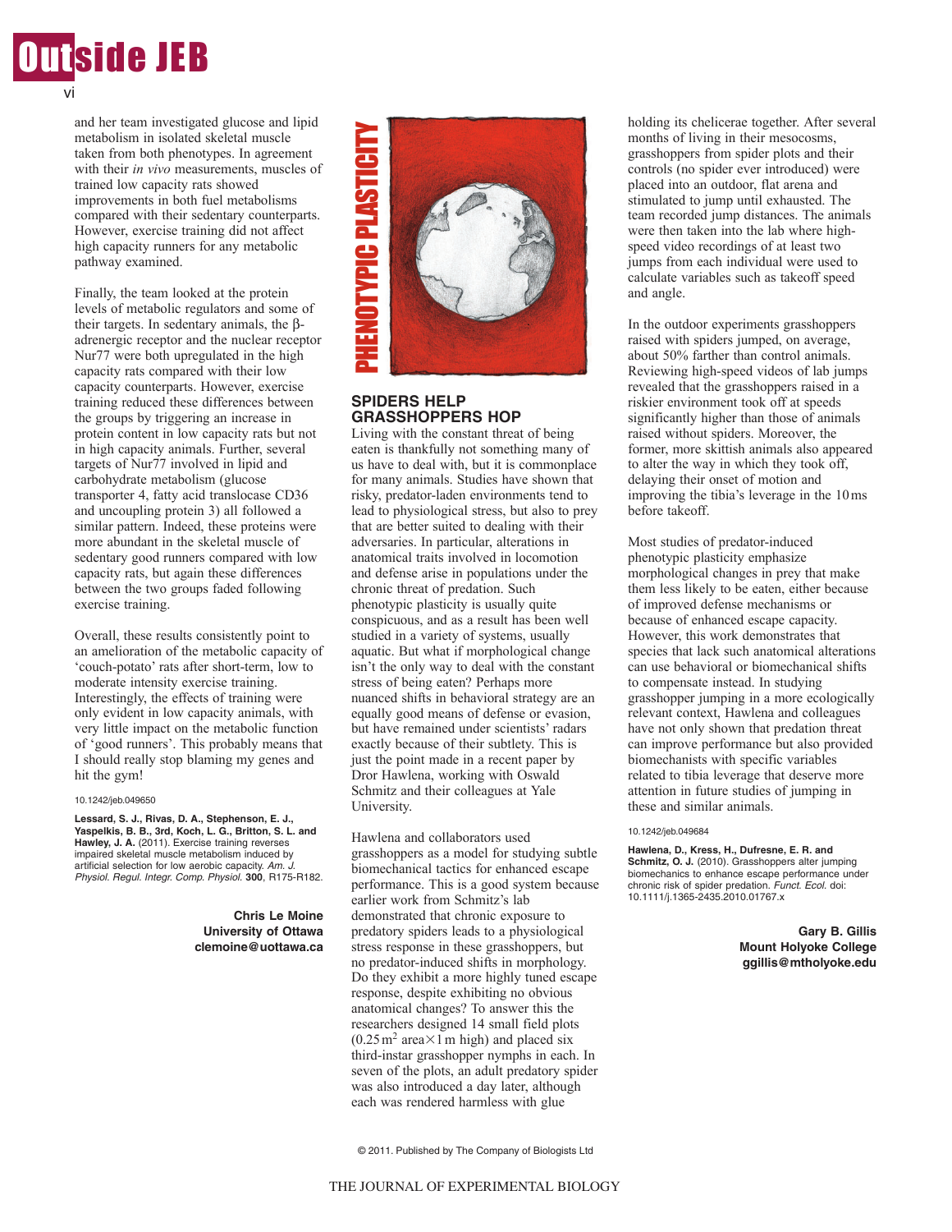and her team investigated glucose and lipid metabolism in isolated skeletal muscle taken from both phenotypes. In agreement with their *in vivo* measurements, muscles of trained low capacity rats showed improvements in both fuel metabolisms compared with their sedentary counterparts. However, exercise training did not affect high capacity runners for any metabolic pathway examined.

Finally, the team looked at the protein levels of metabolic regulators and some of their targets. In sedentary animals, the β-adrenergic receptor and the nuclear receptor Nur77 were both upregulated in the high capacity rats compared with their low capacity counterparts. However, exercise training reduced these differences between the groups by triggering an increase in protein content in low capacity rats but not in high capacity animals. Further, several targets of Nur77 involved in lipid and carbohydrate metabolism (glucose transporter 4, fatty acid translocase CD36 and uncoupling protein 3) all followed a similar pattern. Indeed, these proteins were more abundant in the skeletal muscle of sedentary good runners compared with low capacity rats, but again these differences between the two groups faded following exercise training.

Overall, these results consistently point to an amelioration of the metabolic capacity of 'couch-potato' rats after short-term, low to moderate intensity exercise training. Interestingly, the effects of training were only evident in low capacity animals, with very little impact on the metabolic function of 'good runners'. This probably means that I should really stop blaming my genes and hit the gym!

10.1242/jeb.049650

**Lessard, S. J., Rivas, D. A., Stephenson, E. J., Yaspelkis, B. B., 3rd, Koch, L. G., Britton, S. L. and Hawley, J. A.** (2011). Exercise training reverses impaired skeletal muscle metabolism induced by artificial selection for low aerobic capacity. *Am. J. Physiol. Regul. Integr. Comp. Physiol.* **300**, R175-R182.

**Chris Le Moine**
**University of Ottawa**
**clemoine@uottawa.ca**

PHENOTYPIC PLASTICITY

## SPIDERS HELP GRASSHOPPERS HOP

Living with the constant threat of being eaten is thankfully not something many of us have to deal with, but it is commonplace for many animals. Studies have shown that risky, predator-laden environments tend to lead to physiological stress, but also to prey that are better suited to dealing with their adversaries. In particular, alterations in anatomical traits involved in locomotion and defense arise in populations under the chronic threat of predation. Such phenotypic plasticity is usually quite conspicuous, and as a result has been well studied in a variety of systems, usually aquatic. But what if morphological change isn't the only way to deal with the constant stress of being eaten? Perhaps more nuanced shifts in behavioral strategy are an equally good means of defense or evasion, but have remained under scientists' radars exactly because of their subtlety. This is just the point made in a recent paper by Dror Hawlena, working with Oswald Schmitz and their colleagues at Yale University.

Hawlena and collaborators used grasshoppers as a model for studying subtle biomechanical tactics for enhanced escape performance. This is a good system because earlier work from Schmitz's lab demonstrated that chronic exposure to predatory spiders leads to a physiological stress response in these grasshoppers, but no predator-induced shifts in morphology. Do they exhibit a more highly tuned escape response, despite exhibiting no obvious anatomical changes? To answer this the researchers designed 14 small field plots ($0.25\,m^2$ area×1 m high) and placed six third-instar grasshopper nymphs in each. In seven of the plots, an adult predatory spider was also introduced a day later, although each was rendered harmless with glue holding its chelicerae together. After several months of living in their mesocosms, grasshoppers from spider plots and their controls (no spider ever introduced) were placed into an outdoor, flat arena and stimulated to jump until exhausted. The team recorded jump distances. The animals were then taken into the lab where high-speed video recordings of at least two jumps from each individual were used to calculate variables such as takeoff speed and angle.

In the outdoor experiments grasshoppers raised with spiders jumped, on average, about 50% farther than control animals. Reviewing high-speed videos of lab jumps revealed that the grasshoppers raised in a riskier environment took off at speeds significantly higher than those of animals raised without spiders. Moreover, the former, more skittish animals also appeared to alter the way in which they took off, delaying their onset of motion and improving the tibia's leverage in the 10 ms before takeoff.

Most studies of predator-induced phenotypic plasticity emphasize morphological changes in prey that make them less likely to be eaten, either because of improved defense mechanisms or because of enhanced escape capacity. However, this work demonstrates that species that lack such anatomical alterations can use behavioral or biomechanical shifts to compensate instead. In studying grasshopper jumping in a more ecologically relevant context, Hawlena and colleagues have not only shown that predation threat can improve performance but also provided biomechanists with specific variables related to tibia leverage that deserve more attention in future studies of jumping in these and similar animals.

10.1242/jeb.049684

**Hawlena, D., Kress, H., Dufresne, E. R. and Schmitz, O. J.** (2010). Grasshoppers alter jumping biomechanics to enhance escape performance under chronic risk of spider predation. *Funct. Ecol.* doi: 10.1111/j.1365-2435.2010.01767.x

**Gary B. Gillis**
**Mount Holyoke College**
**ggillis@mtholyoke.edu**

© 2011. Published by The Company of Biologists Ltd